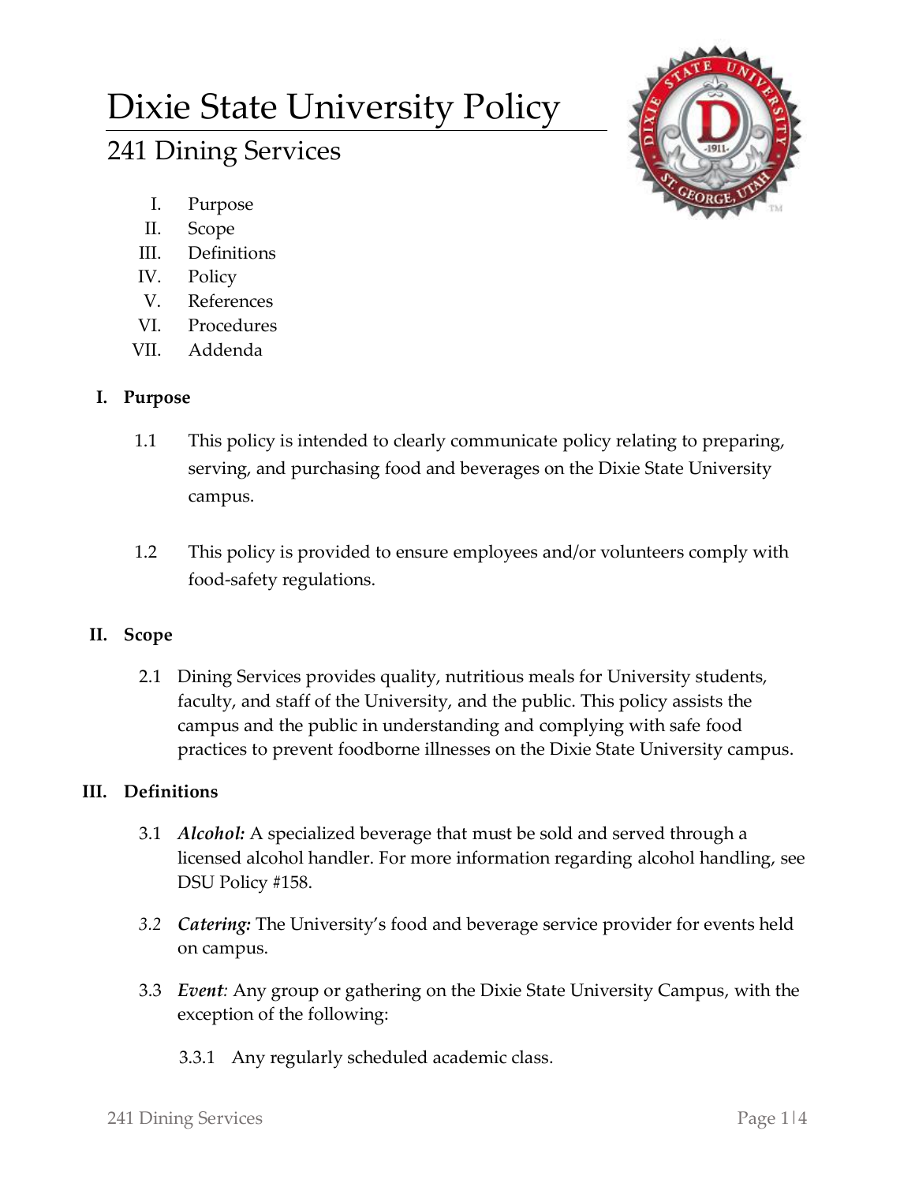# Dixie State University Policy

## 241 Dining Services

I. Purpose
II. Scope
III. Definitions
IV. Policy
V. References
VI. Procedures
VII. Addenda

### I. Purpose

1.1 This policy is intended to clearly communicate policy relating to preparing, serving, and purchasing food and beverages on the Dixie State University campus.

1.2 This policy is provided to ensure employees and/or volunteers comply with food-safety regulations.

### II. Scope

2.1 Dining Services provides quality, nutritious meals for University students, faculty, and staff of the University, and the public. This policy assists the campus and the public in understanding and complying with safe food practices to prevent foodborne illnesses on the Dixie State University campus.

### III. Definitions

3.1 ***Alcohol:*** A specialized beverage that must be sold and served through a licensed alcohol handler. For more information regarding alcohol handling, see DSU Policy #158.

*3.2* ***Catering:*** The University's food and beverage service provider for events held on campus.

3.3 ***Event****:* Any group or gathering on the Dixie State University Campus, with the exception of the following:

3.3.1 Any regularly scheduled academic class.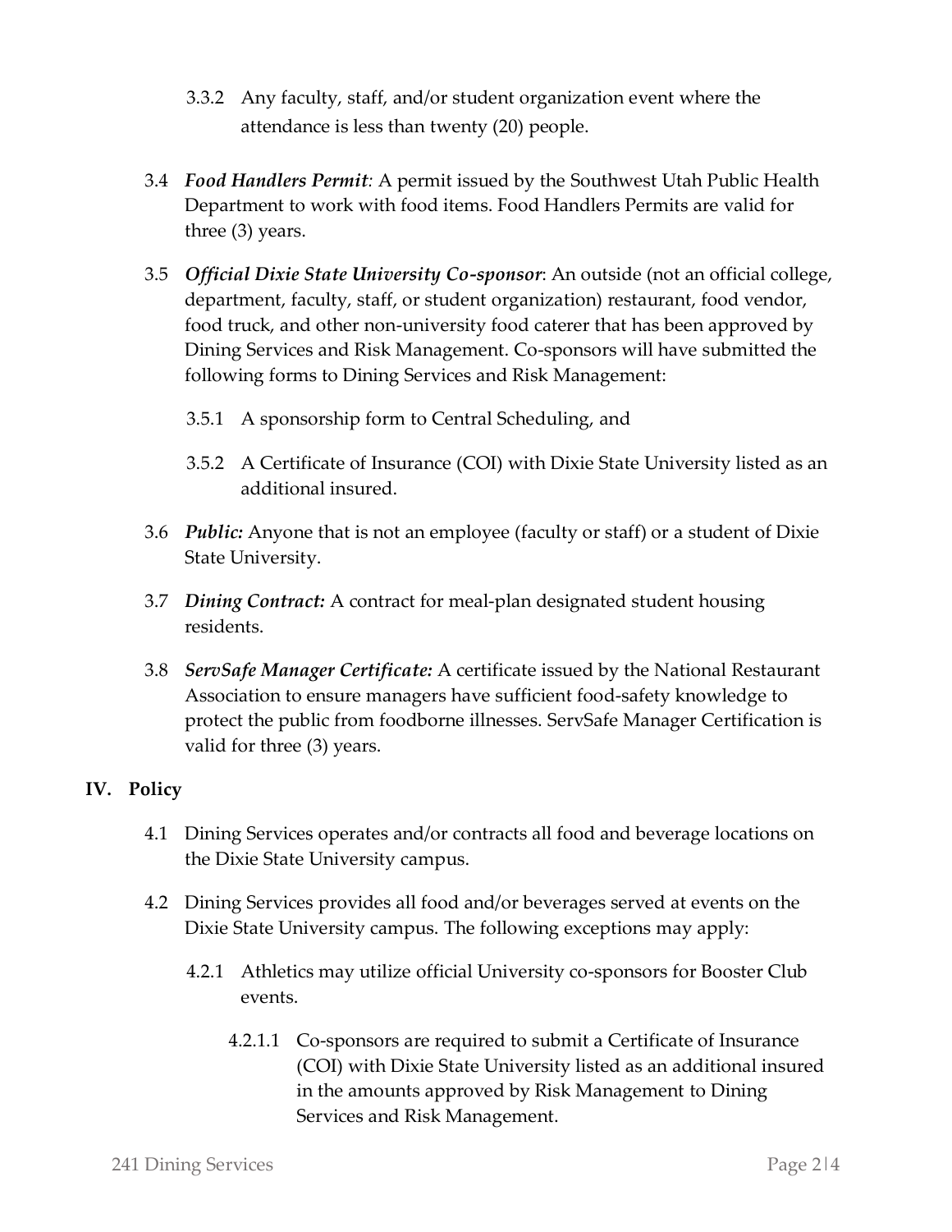3.3.2 Any faculty, staff, and/or student organization event where the attendance is less than twenty (20) people.

3.4 ***Food Handlers Permit****:* A permit issued by the Southwest Utah Public Health Department to work with food items. Food Handlers Permits are valid for three (3) years.

3.5 ***Official Dixie State University Co-sponsor***: An outside (not an official college, department, faculty, staff, or student organization) restaurant, food vendor, food truck, and other non-university food caterer that has been approved by Dining Services and Risk Management. Co-sponsors will have submitted the following forms to Dining Services and Risk Management:

3.5.1 A sponsorship form to Central Scheduling, and

3.5.2 A Certificate of Insurance (COI) with Dixie State University listed as an additional insured.

3.6 ***Public:*** Anyone that is not an employee (faculty or staff) or a student of Dixie State University.

3.7 ***Dining Contract:*** A contract for meal-plan designated student housing residents.

3.8 ***ServSafe Manager Certificate:*** A certificate issued by the National Restaurant Association to ensure managers have sufficient food-safety knowledge to protect the public from foodborne illnesses. ServSafe Manager Certification is valid for three (3) years.

## IV. Policy

4.1 Dining Services operates and/or contracts all food and beverage locations on the Dixie State University campus.

4.2 Dining Services provides all food and/or beverages served at events on the Dixie State University campus. The following exceptions may apply:

4.2.1 Athletics may utilize official University co-sponsors for Booster Club events.

4.2.1.1 Co-sponsors are required to submit a Certificate of Insurance (COI) with Dixie State University listed as an additional insured in the amounts approved by Risk Management to Dining Services and Risk Management.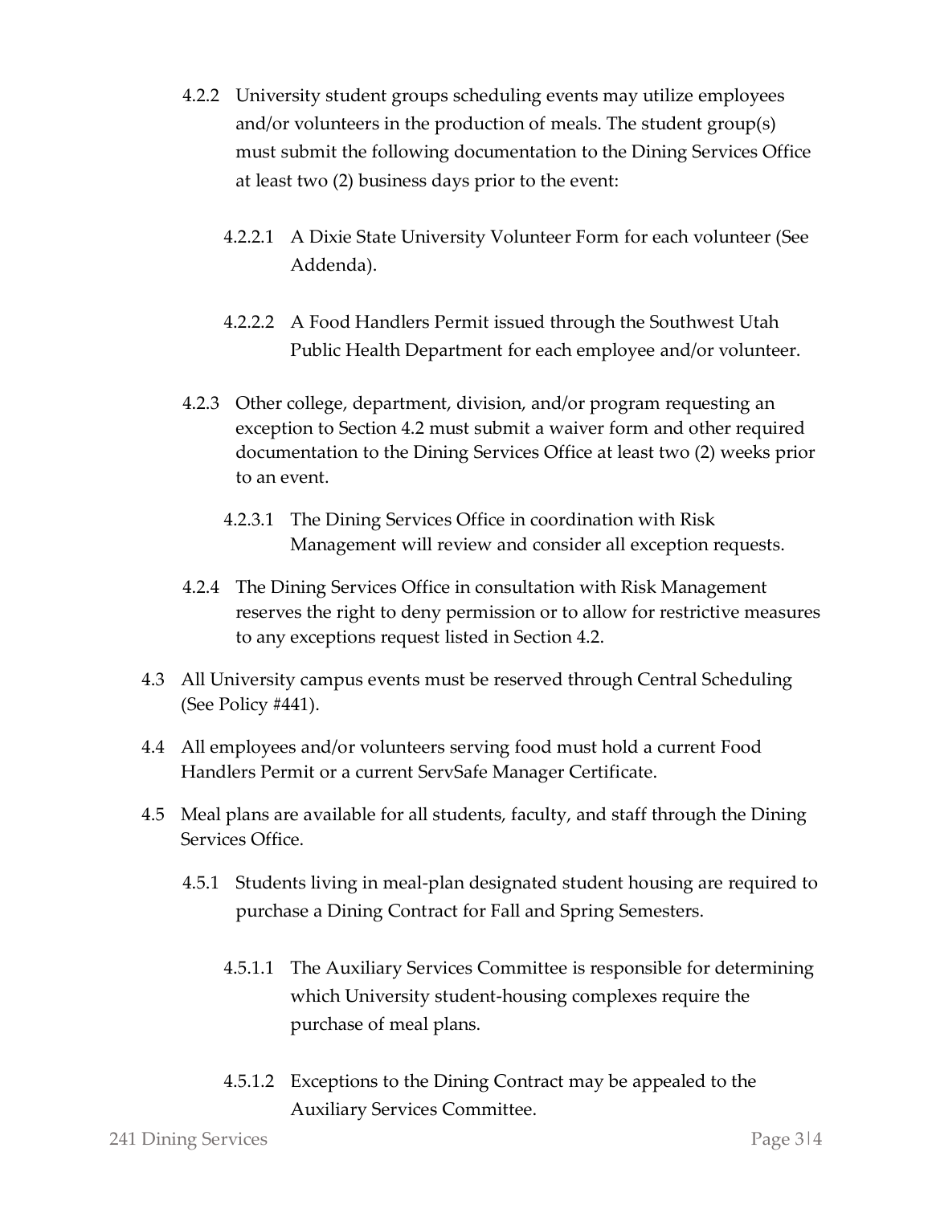4.2.2 University student groups scheduling events may utilize employees and/or volunteers in the production of meals. The student group(s) must submit the following documentation to the Dining Services Office at least two (2) business days prior to the event:

4.2.2.1 A Dixie State University Volunteer Form for each volunteer (See Addenda).

4.2.2.2 A Food Handlers Permit issued through the Southwest Utah Public Health Department for each employee and/or volunteer.

4.2.3 Other college, department, division, and/or program requesting an exception to Section 4.2 must submit a waiver form and other required documentation to the Dining Services Office at least two (2) weeks prior to an event.

4.2.3.1 The Dining Services Office in coordination with Risk Management will review and consider all exception requests.

4.2.4 The Dining Services Office in consultation with Risk Management reserves the right to deny permission or to allow for restrictive measures to any exceptions request listed in Section 4.2.

4.3 All University campus events must be reserved through Central Scheduling (See Policy #441).

4.4 All employees and/or volunteers serving food must hold a current Food Handlers Permit or a current ServSafe Manager Certificate.

4.5 Meal plans are available for all students, faculty, and staff through the Dining Services Office.

4.5.1 Students living in meal-plan designated student housing are required to purchase a Dining Contract for Fall and Spring Semesters.

4.5.1.1 The Auxiliary Services Committee is responsible for determining which University student-housing complexes require the purchase of meal plans.

4.5.1.2 Exceptions to the Dining Contract may be appealed to the Auxiliary Services Committee.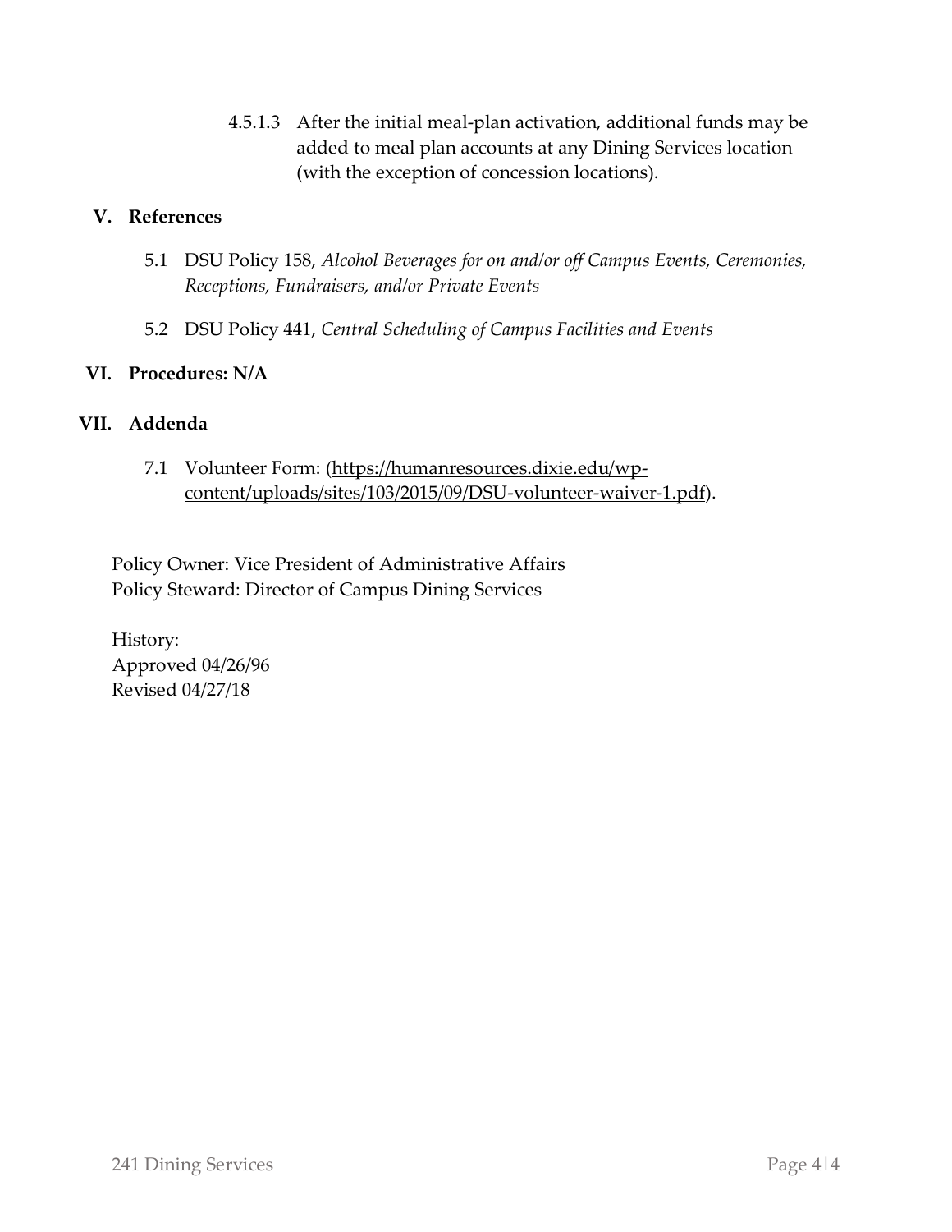4.5.1.3 After the initial meal-plan activation, additional funds may be added to meal plan accounts at any Dining Services location (with the exception of concession locations).

## V. References

5.1 DSU Policy 158, *Alcohol Beverages for on and/or off Campus Events, Ceremonies, Receptions, Fundraisers, and/or Private Events*

5.2 DSU Policy 441, *Central Scheduling of Campus Facilities and Events*

## VI. Procedures: N/A

## VII. Addenda

7.1 Volunteer Form: ([https://humanresources.dixie.edu/wp-content/uploads/sites/103/2015/09/DSU-volunteer-waiver-1.pdf](https://humanresources.dixie.edu/wp-content/uploads/sites/103/2015/09/DSU-volunteer-waiver-1.pdf)).

---

Policy Owner: Vice President of Administrative Affairs
Policy Steward: Director of Campus Dining Services

History:
Approved 04/26/96
Revised 04/27/18